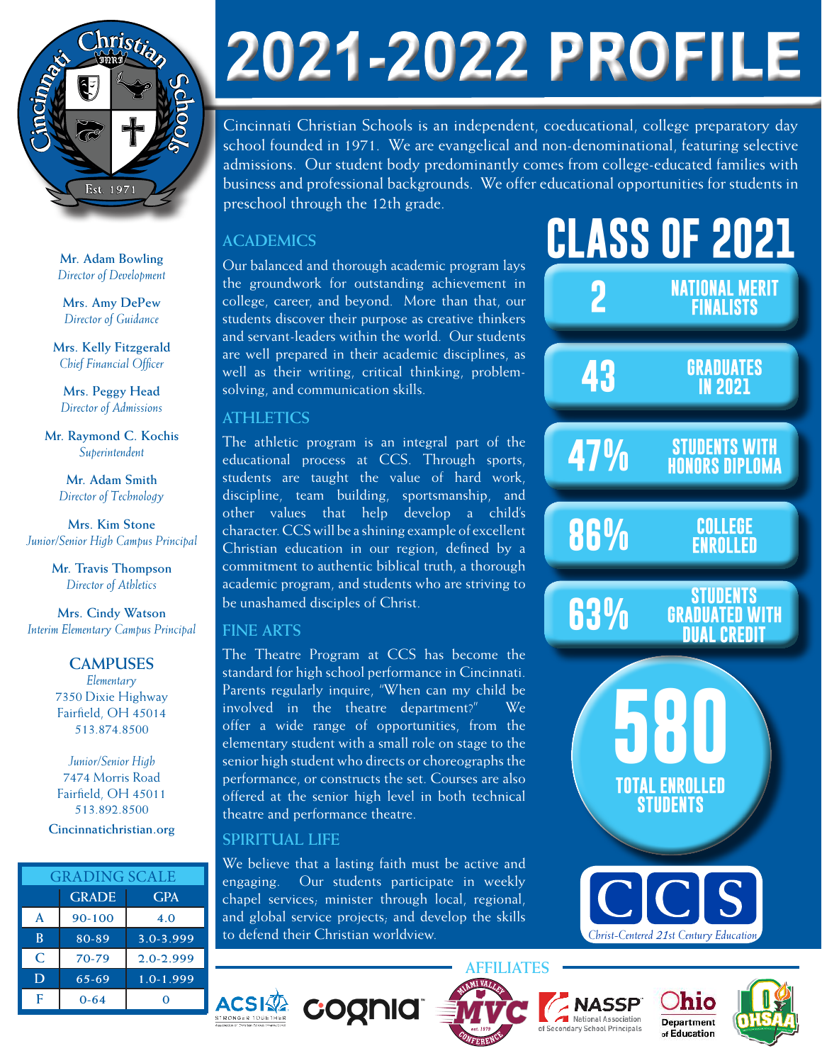# 2021-2022 PROFILE

Cincinnati Christian Schools is an independent, coeducational, college preparatory day school founded in 1971. We are evangelical and non-denominational, featuring selective admissions. Our student body predominantly comes from college-educated families with business and professional backgrounds. We offer educational opportunities for students in preschool through the 12th grade.

**Mr. Adam Bowling**
*Director of Development*

**Mrs. Amy DePew**
*Director of Guidance*

**Mrs. Kelly Fitzgerald**
*Chief Financial Officer*

**Mrs. Peggy Head**
*Director of Admissions*

**Mr. Raymond C. Kochis**
*Superintendent*

**Mr. Adam Smith**
*Director of Technology*

**Mrs. Kim Stone**
*Junior/Senior High Campus Principal*

**Mr. Travis Thompson**
*Director of Athletics*

**Mrs. Cindy Watson**
*Interim Elementary Campus Principal*

## CAMPUSES

*Elementary*
7350 Dixie Highway
Fairfield, OH 45014
513.874.8500

*Junior/Senior High*
7474 Morris Road
Fairfield, OH 45011
513.892.8500

**Cincinnatichristian.org**

| GRADING SCALE | | |
|---|---|---|
| | GRADE | GPA |
| A | 90-100 | 4.0 |
| B | 80-89 | 3.0-3.999 |
| C | 70-79 | 2.0-2.999 |
| D | 65-69 | 1.0-1.999 |
| F | 0-64 | 0 |

## ACADEMICS

Our balanced and thorough academic program lays the groundwork for outstanding achievement in college, career, and beyond. More than that, our students discover their purpose as creative thinkers and servant-leaders within the world. Our students are well prepared in their academic disciplines, as well as their writing, critical thinking, problem-solving, and communication skills.

## ATHLETICS

The athletic program is an integral part of the educational process at CCS. Through sports, students are taught the value of hard work, discipline, team building, sportsmanship, and other values that help develop a child's character. CCS will be a shining example of excellent Christian education in our region, defined by a commitment to authentic biblical truth, a thorough academic program, and students who are striving to be unashamed disciples of Christ.

## FINE ARTS

The Theatre Program at CCS has become the standard for high school performance in Cincinnati. Parents regularly inquire, "When can my child be involved in the theatre department?" We offer a wide range of opportunities, from the elementary student with a small role on stage to the senior high student who directs or choreographs the performance, or constructs the set. Courses are also offered at the senior high level in both technical theatre and performance theatre.

## SPIRITUAL LIFE

We believe that a lasting faith must be active and engaging. Our students participate in weekly chapel services; minister through local, regional, and global service projects; and develop the skills to defend their Christian worldview.

## CLASS OF 2021

- **2** NATIONAL MERIT FINALISTS
- **43** GRADUATES IN 2021
- **47%** STUDENTS WITH HONORS DIPLOMA
- **86%** COLLEGE ENROLLED
- **63%** STUDENTS GRADUATED WITH DUAL CREDIT

**580** TOTAL ENROLLED STUDENTS

CCS
*Christ-Centered 21st Century Education*

## AFFILIATES

ACSI — Stronger Together · Cognia · Miami Valley Conference (MVC) · NASSP National Association of Secondary School Principals · Ohio Department of Education · OHSAA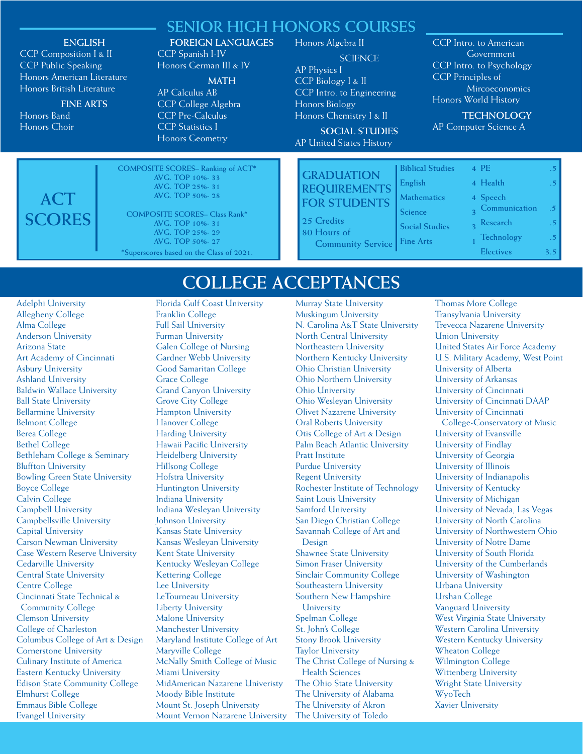# SENIOR HIGH HONORS COURSES

### ENGLISH
CCP Composition I & II
CCP Public Speaking
Honors American Literature
Honors British Literature

### FINE ARTS
Honors Band
Honors Choir

### FOREIGN LANGUAGES
CCP Spanish I-IV
Honors German III & IV

### MATH
AP Calculus AB
CCP College Algebra
CCP Pre-Calculus
CCP Statistics I
Honors Geometry
Honors Algebra II

### SCIENCE
AP Physics I
CCP Biology I & II
CCP Intro. to Engineering
Honors Biology
Honors Chemistry I & II

### SOCIAL STUDIES
AP United States History
CCP Intro. to American Government
CCP Intro. to Psychology
CCP Principles of Mircoeconomics
Honors World History

### TECHNOLOGY
AP Computer Science A

## ACT SCORES

**COMPOSITE SCORES– Ranking of ACT***
AVG. TOP 10%- 33
AVG. TOP 25%- 31
AVG. TOP 50%- 28

**COMPOSITE SCORES– Class Rank***
AVG. TOP 10%- 31
AVG. TOP 25%- 29
AVG. TOP 50%- 27

*Superscores based on the Class of 2021.

## GRADUATION REQUIREMENTS FOR STUDENTS

25 Credits
80 Hours of Community Service

| | | | |
|---|---|---|---|
| Biblical Studies | 4 | PE | .5 |
| English | 4 | Health | .5 |
| Mathematics | 4 | Speech Communication | .5 |
| Science | 3 | Research | .5 |
| Social Studies | 3 | Technology | .5 |
| Fine Arts | 1 | Electives | 3.5 |

# COLLEGE ACCEPTANCES

Adelphi University
Allegheny College
Alma College
Anderson University
Arizona State
Art Academy of Cincinnati
Asbury University
Ashland University
Baldwin Wallace University
Ball State University
Bellarmine University
Belmont College
Berea College
Bethel College
Bethleham College & Seminary
Bluffton University
Bowling Green State University
Boyce College
Calvin College
Campbell University
Campbellsville University
Capital University
Carson Newman University
Case Western Reserve University
Cedarville University
Central State University
Centre College
Cincinnati State Technical & Community College
Clemson University
College of Charleston
Columbus College of Art & Design
Cornerstone University
Culinary Institute of America
Eastern Kentucky University
Edison State Community College
Elmhurst College
Emmaus Bible College
Evangel University
Florida Gulf Coast University
Franklin College
Full Sail University
Furman University
Galen College of Nursing
Gardner Webb University
Good Samaritan College
Grace College
Grand Canyon University
Grove City College
Hampton University
Hanover College
Harding University
Hawaii Pacific University
Heidelberg University
Hillsong College
Hofstra University
Huntington University
Indiana University
Indiana Wesleyan University
Johnson University
Kansas State University
Kansas Wesleyan University
Kent State University
Kentucky Wesleyan College
Kettering College
Lee University
LeTourneau University
Liberty University
Malone University
Manchester University
Maryland Institute College of Art
Maryville College
McNally Smith College of Music
Miami University
MidAmerican Nazarene Univeristy
Moody Bible Institute
Mount St. Joseph University
Mount Vernon Nazarene University
Murray State University
Muskingum University
N. Carolina A&T State University
North Central University
Northeastern University
Northern Kentucky University
Ohio Christian University
Ohio Northern University
Ohio University
Ohio Wesleyan University
Olivet Nazarene University
Oral Roberts University
Otis College of Art & Design
Palm Beach Atlantic University
Pratt Institute
Purdue University
Regent University
Rochester Institute of Technology
Saint Louis University
Samford University
San Diego Christian College
Savannah College of Art and Design
Shawnee State University
Simon Fraser University
Sinclair Community College
Southeastern University
Southern New Hampshire University
Spelman College
St. John's College
Stony Brook University
Taylor University
The Christ College of Nursing & Health Sciences
The Ohio State University
The University of Alabama
The University of Akron
The University of Toledo
Thomas More College
Transylvania University
Trevecca Nazarene University
Union University
United States Air Force Academy
U.S. Military Academy, West Point
University of Alberta
University of Arkansas
University of Cincinnati
University of Cincinnati DAAP
University of Cincinnati College-Conservatory of Music
University of Evansville
University of Findlay
University of Georgia
University of Illinois
University of Indianapolis
University of Kentucky
University of Michigan
University of Nevada, Las Vegas
University of North Carolina
University of Northwestern Ohio
University of Notre Dame
University of South Florida
University of the Cumberlands
University of Washington
Urbana University
Urshan College
Vanguard University
West Virginia State University
Western Carolina University
Western Kentucky University
Wheaton College
Wilmington College
Wittenberg University
Wright State University
WyoTech
Xavier University